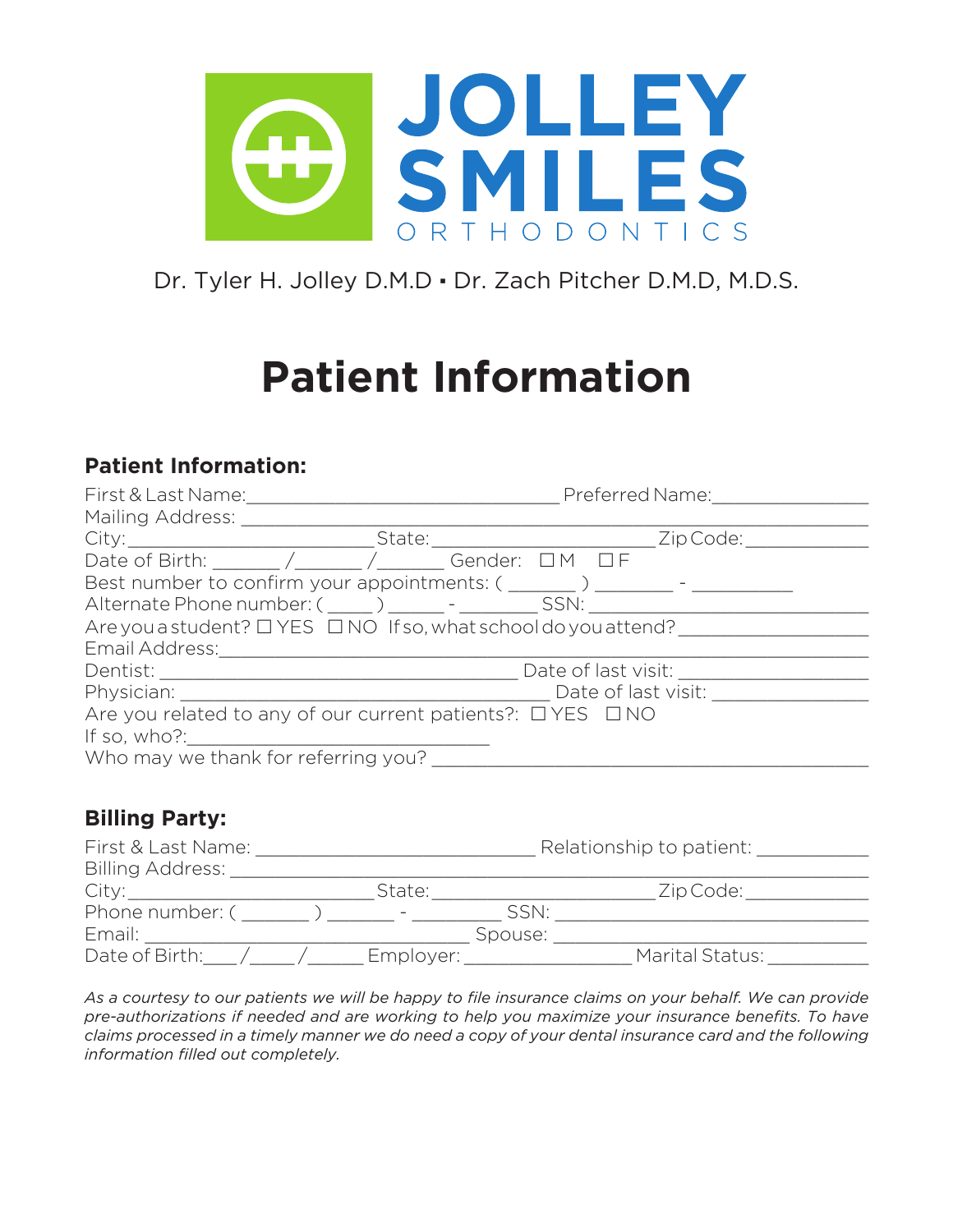JOLLEY SMILES ORTHODONTICS

Dr. Tyler H. Jolley D.M.D ▪ Dr. Zach Pitcher D.M.D, M.D.S.

# Patient Information

### Patient Information:

First & Last Name:_______________________________ Preferred Name:_______________
Mailing Address: ___________________________________________________________
City:________________________ State:______________________ Zip Code:____________
Date of Birth: ______ /______ /______ Gender: ☐ M ☐ F
Best number to confirm your appointments: ( ______ ) _______ - _________
Alternate Phone number: ( ____ ) _____ - _______ SSN: ___________________________
Are you a student? ☐ YES ☐ NO If so, what school do you attend? __________________
Email Address:______________________________________________________________
Dentist: ___________________________________ Date of last visit: __________________
Physician: ___________________________________ Date of last visit: _______________
Are you related to any of our current patients?: ☐ YES ☐ NO
If so, who?:_____________________________
Who may we thank for referring you? ___________________________________________

### Billing Party:

First & Last Name: ___________________________ Relationship to patient: ___________
Billing Address: _____________________________________________________________
City:________________________ State:______________________ Zip Code:____________
Phone number: ( ______ ) ______ - ________ SSN: _______________________________
Email: _________________________________ Spouse: ______________________________
Date of Birth:___/____/_____ Employer: ________________ Marital Status: __________

*As a courtesy to our patients we will be happy to file insurance claims on your behalf. We can provide pre-authorizations if needed and are working to help you maximize your insurance benefits. To have claims processed in a timely manner we do need a copy of your dental insurance card and the following information filled out completely.*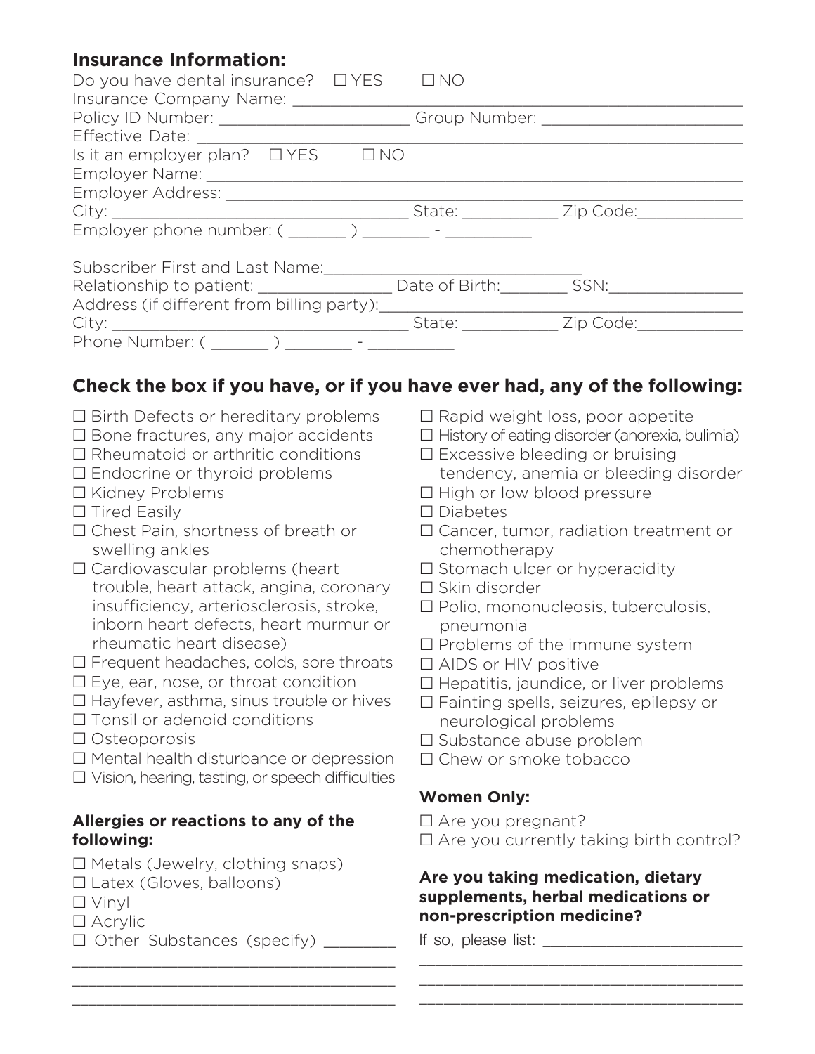## Insurance Information:

Do you have dental insurance? ☐ YES ☐ NO

Insurance Company Name: ______________________________

Policy ID Number: ____________________ Group Number: ____________________

Effective Date: ______________________________

Is it an employer plan? ☐ YES ☐ NO

Employer Name: ______________________________

Employer Address: ______________________________

City: ______________________________ State: __________ Zip Code: __________

Employer phone number: ( ______ ) _______ - _________

Subscriber First and Last Name: ______________________________

Relationship to patient: ______________ Date of Birth: _______ SSN: ______________

Address (if different from billing party): ______________________________

City: ______________________________ State: __________ Zip Code: __________

Phone Number: ( ______ ) _______ - _________

## Check the box if you have, or if you have ever had, any of the following:

- ☐ Birth Defects or hereditary problems
- ☐ Bone fractures, any major accidents
- ☐ Rheumatoid or arthritic conditions
- ☐ Endocrine or thyroid problems
- ☐ Kidney Problems
- ☐ Tired Easily
- ☐ Chest Pain, shortness of breath or swelling ankles
- ☐ Cardiovascular problems (heart trouble, heart attack, angina, coronary insufficiency, arteriosclerosis, stroke, inborn heart defects, heart murmur or rheumatic heart disease)
- ☐ Frequent headaches, colds, sore throats
- ☐ Eye, ear, nose, or throat condition
- ☐ Hayfever, asthma, sinus trouble or hives
- ☐ Tonsil or adenoid conditions
- ☐ Osteoporosis
- ☐ Mental health disturbance or depression
- ☐ Vision, hearing, tasting, or speech difficulties
- ☐ Rapid weight loss, poor appetite
- ☐ History of eating disorder (anorexia, bulimia)
- ☐ Excessive bleeding or bruising tendency, anemia or bleeding disorder
- ☐ High or low blood pressure
- ☐ Diabetes
- ☐ Cancer, tumor, radiation treatment or chemotherapy
- ☐ Stomach ulcer or hyperacidity
- ☐ Skin disorder
- ☐ Polio, mononucleosis, tuberculosis, pneumonia
- ☐ Problems of the immune system
- ☐ AIDS or HIV positive
- ☐ Hepatitis, jaundice, or liver problems
- ☐ Fainting spells, seizures, epilepsy or neurological problems
- ☐ Substance abuse problem
- ☐ Chew or smoke tobacco

### Allergies or reactions to any of the following:

- ☐ Metals (Jewelry, clothing snaps)
- ☐ Latex (Gloves, balloons)
- ☐ Vinyl
- ☐ Acrylic
- ☐ Other Substances (specify) ________

______________________________

______________________________

______________________________

### Women Only:

- ☐ Are you pregnant?
- ☐ Are you currently taking birth control?

### Are you taking medication, dietary supplements, herbal medications or non-prescription medicine?

If so, please list: ______________________________

______________________________

______________________________

______________________________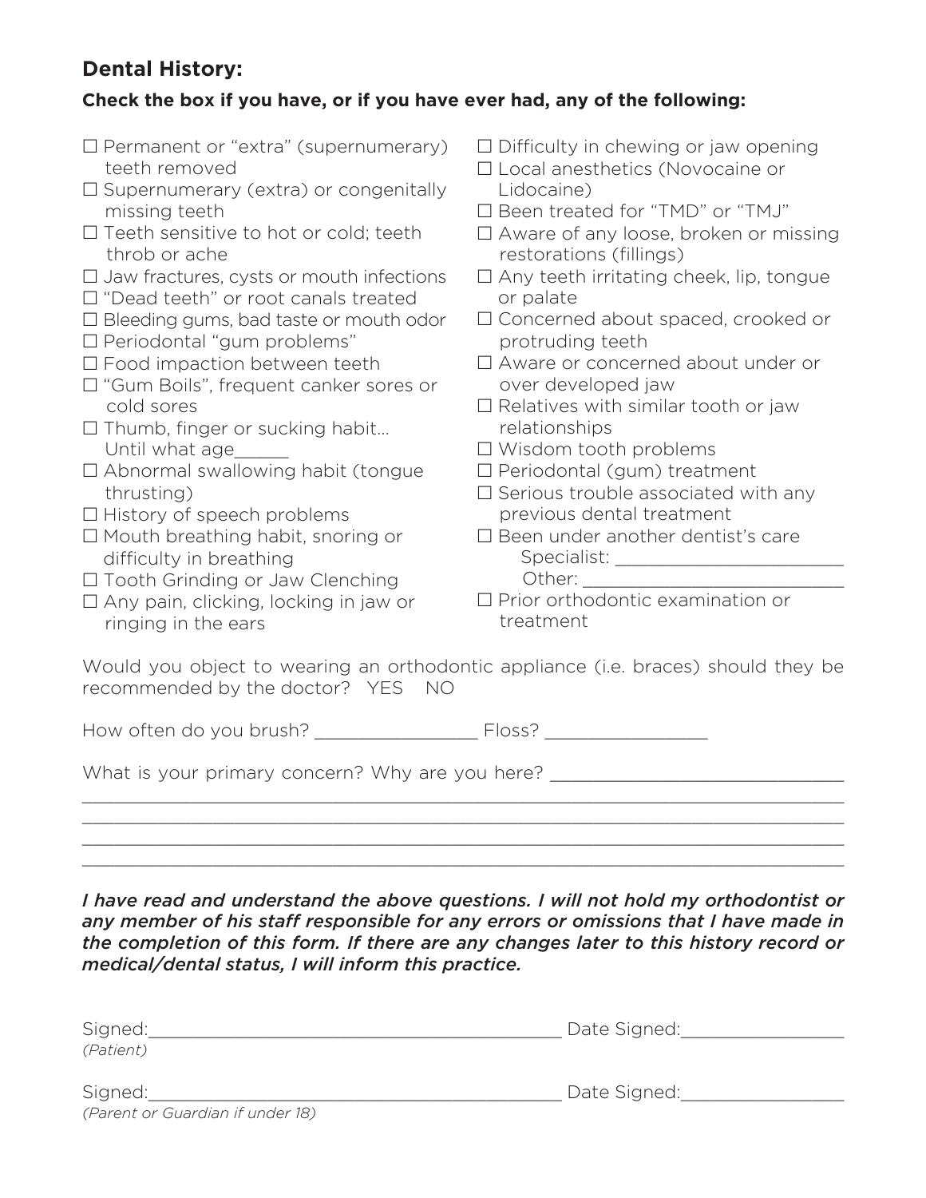## Dental History:

**Check the box if you have, or if you have ever had, any of the following:**

☐ Permanent or "extra" (supernumerary) teeth removed
☐ Supernumerary (extra) or congenitally missing teeth
☐ Teeth sensitive to hot or cold; teeth throb or ache
☐ Jaw fractures, cysts or mouth infections
☐ "Dead teeth" or root canals treated
☐ Bleeding gums, bad taste or mouth odor
☐ Periodontal "gum problems"
☐ Food impaction between teeth
☐ "Gum Boils", frequent canker sores or cold sores
☐ Thumb, finger or sucking habit... Until what age______
☐ Abnormal swallowing habit (tongue thrusting)
☐ History of speech problems
☐ Mouth breathing habit, snoring or difficulty in breathing
☐ Tooth Grinding or Jaw Clenching
☐ Any pain, clicking, locking in jaw or ringing in the ears
☐ Difficulty in chewing or jaw opening
☐ Local anesthetics (Novocaine or Lidocaine)
☐ Been treated for "TMD" or "TMJ"
☐ Aware of any loose, broken or missing restorations (fillings)
☐ Any teeth irritating cheek, lip, tongue or palate
☐ Concerned about spaced, crooked or protruding teeth
☐ Aware or concerned about under or over developed jaw
☐ Relatives with similar tooth or jaw relationships
☐ Wisdom tooth problems
☐ Periodontal (gum) treatment
☐ Serious trouble associated with any previous dental treatment
☐ Been under another dentist's care
Specialist: ________________________
Other: ____________________________
☐ Prior orthodontic examination or treatment

Would you object to wearing an orthodontic appliance (i.e. braces) should they be recommended by the doctor? YES NO

How often do you brush? ________________ Floss? ________________

What is your primary concern? Why are you here? ______________________________
________________________________________________________________________________
________________________________________________________________________________
________________________________________________________________________________
________________________________________________________________________________

***I have read and understand the above questions. I will not hold my orthodontist or any member of his staff responsible for any errors or omissions that I have made in the completion of this form. If there are any changes later to this history record or medical/dental status, I will inform this practice.***

Signed:__________________________________________ Date Signed:_________________
*(Patient)*

Signed:__________________________________________ Date Signed:_________________
*(Parent or Guardian if under 18)*